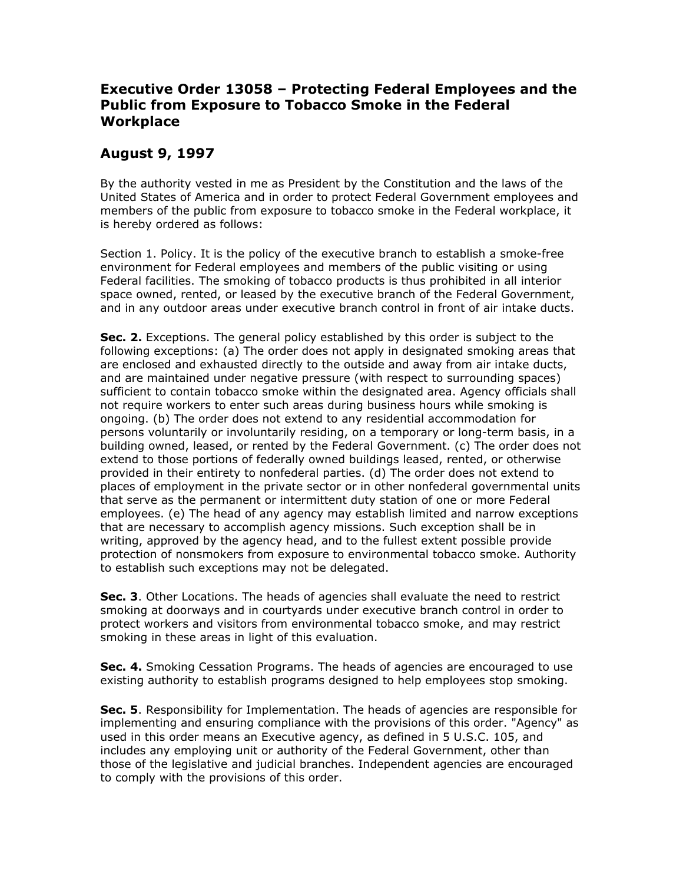## Executive Order 13058 – Protecting Federal Employees and the Public from Exposure to Tobacco Smoke in the Federal Workplace

## August 9, 1997

By the authority vested in me as President by the Constitution and the laws of the United States of America and in order to protect Federal Government employees and members of the public from exposure to tobacco smoke in the Federal workplace, it is hereby ordered as follows:

Section 1. Policy. It is the policy of the executive branch to establish a smoke-free environment for Federal employees and members of the public visiting or using Federal facilities. The smoking of tobacco products is thus prohibited in all interior space owned, rented, or leased by the executive branch of the Federal Government, and in any outdoor areas under executive branch control in front of air intake ducts.

**Sec. 2.** Exceptions. The general policy established by this order is subject to the following exceptions: (a) The order does not apply in designated smoking areas that are enclosed and exhausted directly to the outside and away from air intake ducts, and are maintained under negative pressure (with respect to surrounding spaces) sufficient to contain tobacco smoke within the designated area. Agency officials shall not require workers to enter such areas during business hours while smoking is ongoing. (b) The order does not extend to any residential accommodation for persons voluntarily or involuntarily residing, on a temporary or long-term basis, in a building owned, leased, or rented by the Federal Government. (c) The order does not extend to those portions of federally owned buildings leased, rented, or otherwise provided in their entirety to nonfederal parties. (d) The order does not extend to places of employment in the private sector or in other nonfederal governmental units that serve as the permanent or intermittent duty station of one or more Federal employees. (e) The head of any agency may establish limited and narrow exceptions that are necessary to accomplish agency missions. Such exception shall be in writing, approved by the agency head, and to the fullest extent possible provide protection of nonsmokers from exposure to environmental tobacco smoke. Authority to establish such exceptions may not be delegated.

**Sec. 3**. Other Locations. The heads of agencies shall evaluate the need to restrict smoking at doorways and in courtyards under executive branch control in order to protect workers and visitors from environmental tobacco smoke, and may restrict smoking in these areas in light of this evaluation.

**Sec. 4.** Smoking Cessation Programs. The heads of agencies are encouraged to use existing authority to establish programs designed to help employees stop smoking.

**Sec. 5**. Responsibility for Implementation. The heads of agencies are responsible for implementing and ensuring compliance with the provisions of this order. "Agency" as used in this order means an Executive agency, as defined in 5 U.S.C. 105, and includes any employing unit or authority of the Federal Government, other than those of the legislative and judicial branches. Independent agencies are encouraged to comply with the provisions of this order.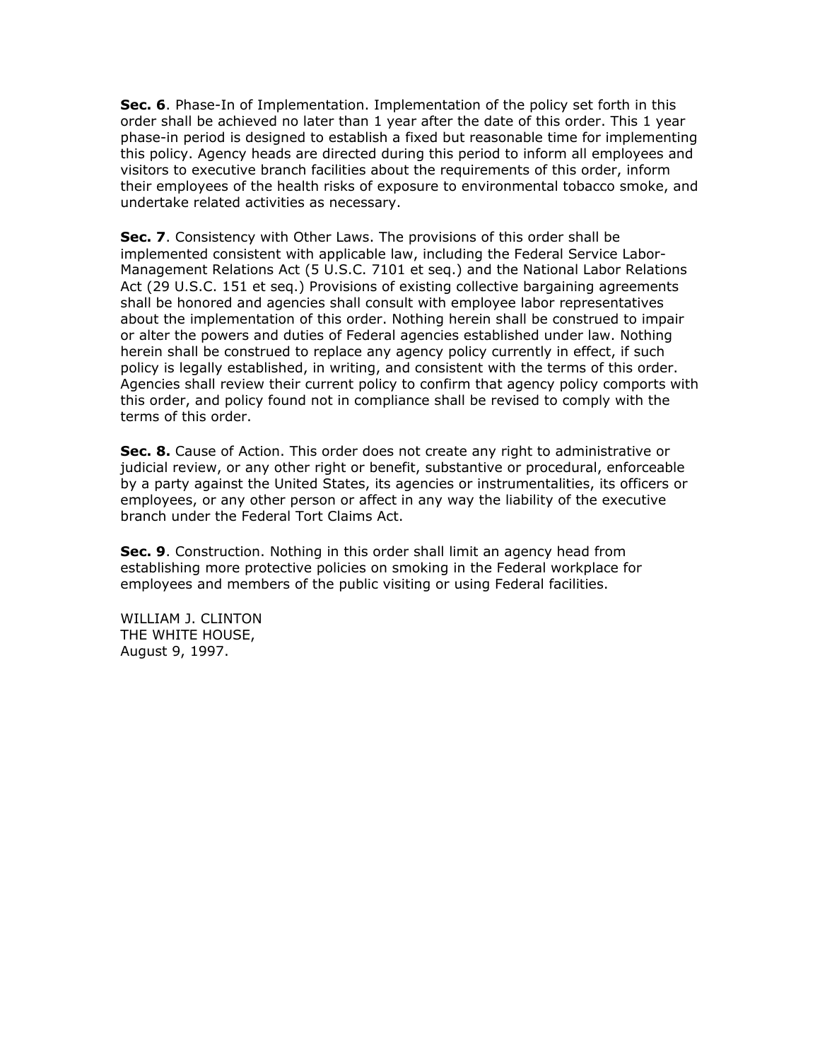**Sec. 6**. Phase-In of Implementation. Implementation of the policy set forth in this order shall be achieved no later than 1 year after the date of this order. This 1 year phase-in period is designed to establish a fixed but reasonable time for implementing this policy. Agency heads are directed during this period to inform all employees and visitors to executive branch facilities about the requirements of this order, inform their employees of the health risks of exposure to environmental tobacco smoke, and undertake related activities as necessary.

**Sec. 7**. Consistency with Other Laws. The provisions of this order shall be implemented consistent with applicable law, including the Federal Service Labor-Management Relations Act (5 U.S.C. 7101 et seq.) and the National Labor Relations Act (29 U.S.C. 151 et seq.) Provisions of existing collective bargaining agreements shall be honored and agencies shall consult with employee labor representatives about the implementation of this order. Nothing herein shall be construed to impair or alter the powers and duties of Federal agencies established under law. Nothing herein shall be construed to replace any agency policy currently in effect, if such policy is legally established, in writing, and consistent with the terms of this order. Agencies shall review their current policy to confirm that agency policy comports with this order, and policy found not in compliance shall be revised to comply with the terms of this order.

**Sec. 8.** Cause of Action. This order does not create any right to administrative or judicial review, or any other right or benefit, substantive or procedural, enforceable by a party against the United States, its agencies or instrumentalities, its officers or employees, or any other person or affect in any way the liability of the executive branch under the Federal Tort Claims Act.

**Sec. 9**. Construction. Nothing in this order shall limit an agency head from establishing more protective policies on smoking in the Federal workplace for employees and members of the public visiting or using Federal facilities.

WILLIAM J. CLINTON
THE WHITE HOUSE,
August 9, 1997.